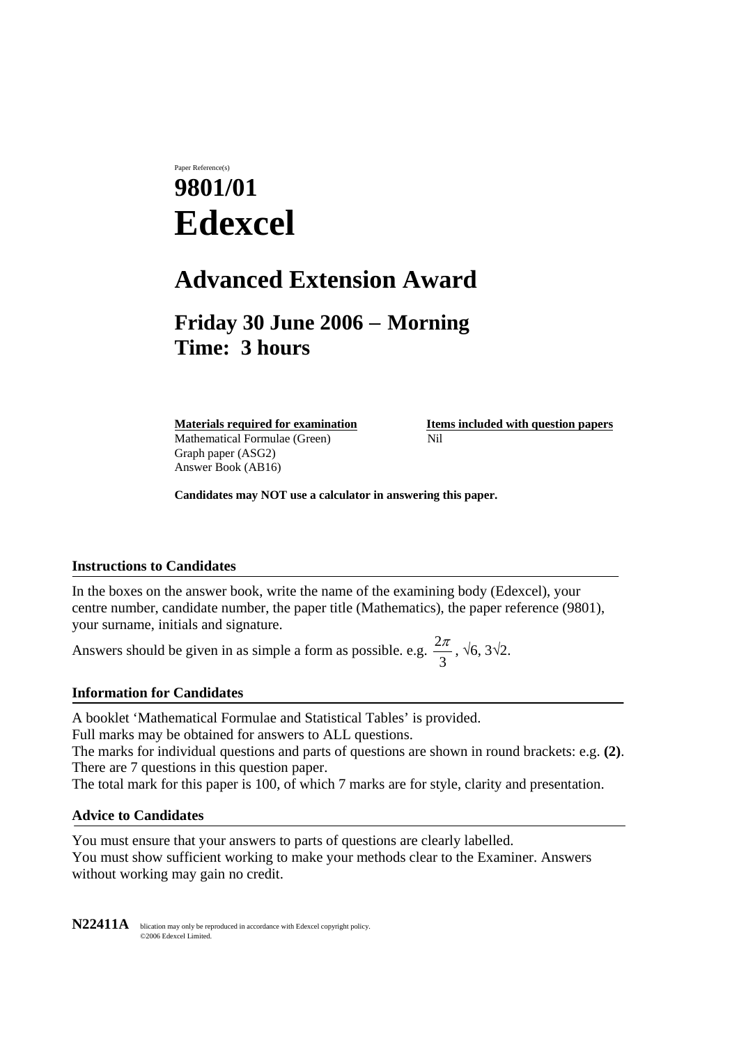Paper Reference(s)

# 9801/01
# Edexcel

## Advanced Extension Award

## Friday 30 June 2006 – Morning
## Time: 3 hours

| **Materials required for examination** | **Items included with question papers** |
| --- | --- |
| Mathematical Formulae (Green) | Nil |
| Graph paper (ASG2) | |
| Answer Book (AB16) | |

**Candidates may NOT use a calculator in answering this paper.**

### Instructions to Candidates

In the boxes on the answer book, write the name of the examining body (Edexcel), your centre number, candidate number, the paper title (Mathematics), the paper reference (9801), your surname, initials and signature.

Answers should be given in as simple a form as possible. e.g. $\frac{2\pi}{3}$, $\sqrt{6}$, $3\sqrt{2}$.

### Information for Candidates

A booklet 'Mathematical Formulae and Statistical Tables' is provided.
Full marks may be obtained for answers to ALL questions.
The marks for individual questions and parts of questions are shown in round brackets: e.g. **(2)**.
There are 7 questions in this question paper.
The total mark for this paper is 100, of which 7 marks are for style, clarity and presentation.

### Advice to Candidates

You must ensure that your answers to parts of questions are clearly labelled.
You must show sufficient working to make your methods clear to the Examiner. Answers without working may gain no credit.

**N22411A** blication may only be reproduced in accordance with Edexcel copyright policy. ©2006 Edexcel Limited.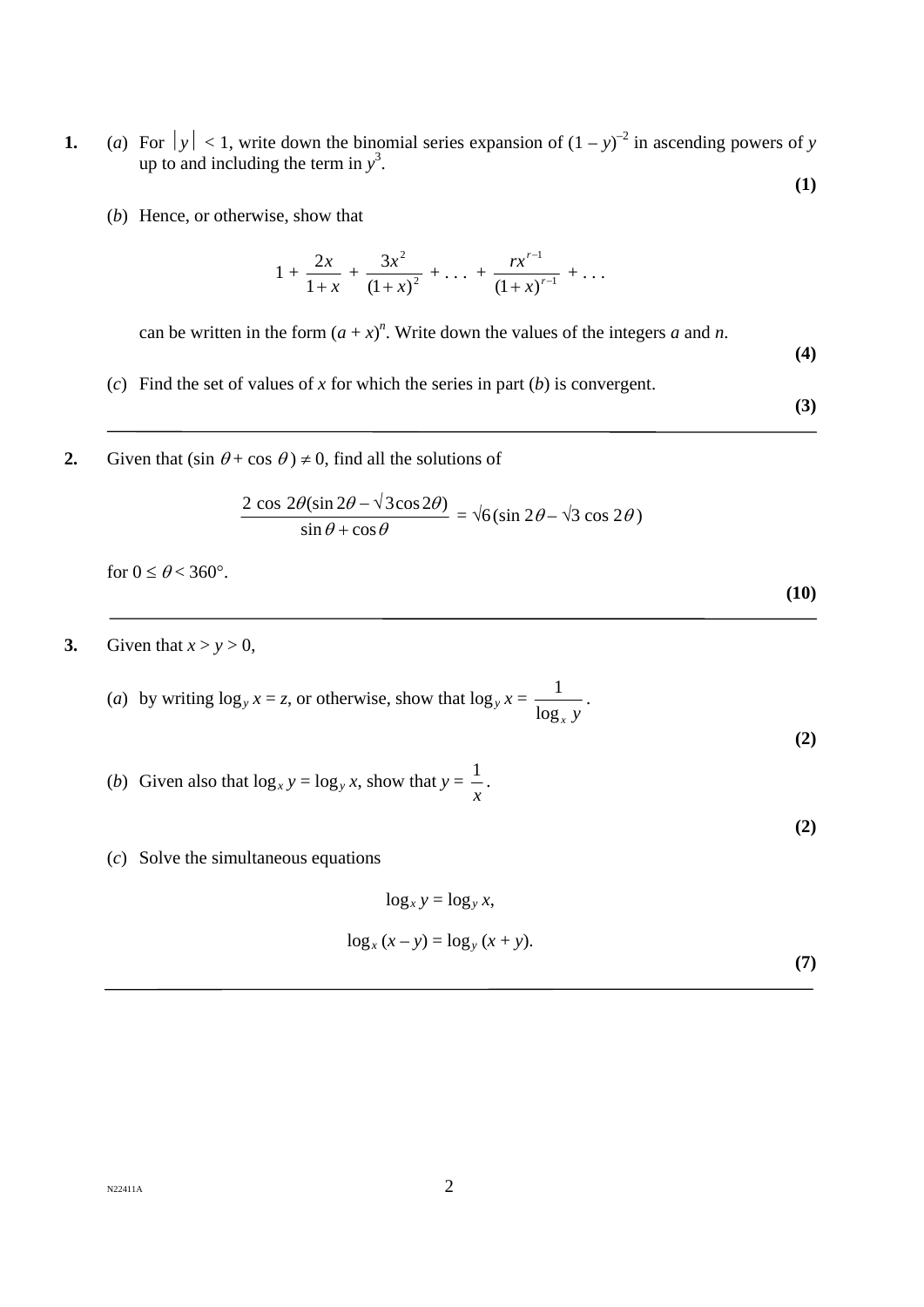**1.** (*a*) For $|y| < 1$, write down the binomial series expansion of $(1 - y)^{-2}$ in ascending powers of $y$ up to and including the term in $y^3$.

**(1)**

(*b*) Hence, or otherwise, show that

$$1 + \frac{2x}{1+x} + \frac{3x^2}{(1+x)^2} + \ldots + \frac{rx^{r-1}}{(1+x)^{r-1}} + \ldots$$

can be written in the form $(a + x)^n$. Write down the values of the integers $a$ and $n$.

**(4)**

(*c*) Find the set of values of $x$ for which the series in part (*b*) is convergent.

**(3)**

---

**2.** Given that $(\sin\theta + \cos\theta) \neq 0$, find all the solutions of

$$\frac{2\cos 2\theta(\sin 2\theta - \sqrt{3}\cos 2\theta)}{\sin\theta + \cos\theta} = \sqrt{6}(\sin 2\theta - \sqrt{3}\cos 2\theta)$$

for $0 \leq \theta < 360°$.

**(10)**

---

**3.** Given that $x > y > 0$,

(*a*) by writing $\log_y x = z$, or otherwise, show that $\log_y x = \dfrac{1}{\log_x y}$.

**(2)**

(*b*) Given also that $\log_x y = \log_y x$, show that $y = \dfrac{1}{x}$.

**(2)**

(*c*) Solve the simultaneous equations

$$\log_x y = \log_y x,$$

$$\log_x (x - y) = \log_y (x + y).$$

**(7)**

---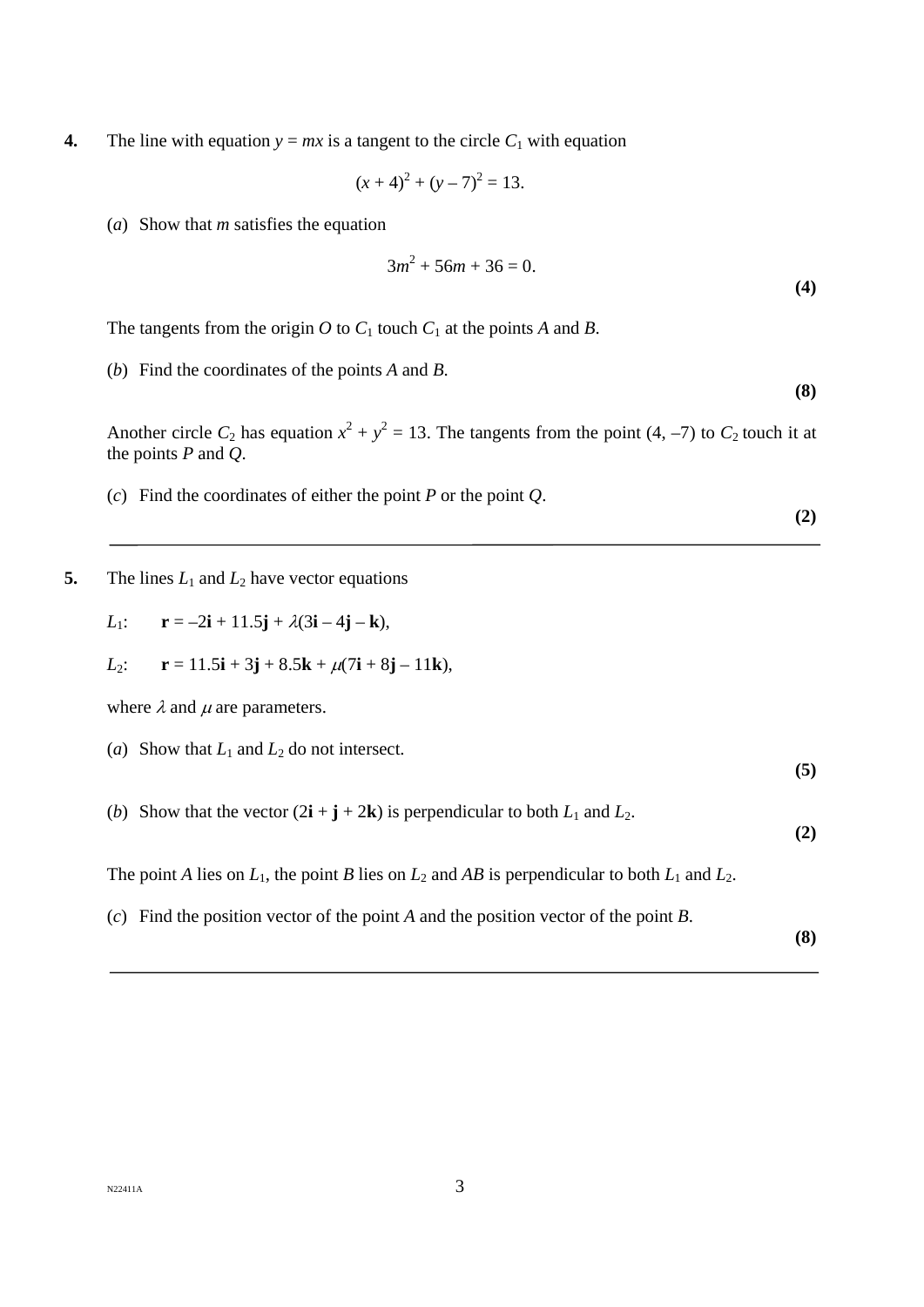**4.** The line with equation $y = mx$ is a tangent to the circle $C_1$ with equation

$$(x + 4)^2 + (y - 7)^2 = 13.$$

(*a*) Show that $m$ satisfies the equation

$$3m^2 + 56m + 36 = 0.$$

**(4)**

The tangents from the origin $O$ to $C_1$ touch $C_1$ at the points $A$ and $B$.

(*b*) Find the coordinates of the points $A$ and $B$.

**(8)**

Another circle $C_2$ has equation $x^2 + y^2 = 13$. The tangents from the point $(4, -7)$ to $C_2$ touch it at the points $P$ and $Q$.

(*c*) Find the coordinates of either the point $P$ or the point $Q$.

**(2)**

---

**5.** The lines $L_1$ and $L_2$ have vector equations

$L_1$: $\quad \mathbf{r} = -2\mathbf{i} + 11.5\mathbf{j} + \lambda(3\mathbf{i} - 4\mathbf{j} - \mathbf{k}),$

$L_2$: $\quad \mathbf{r} = 11.5\mathbf{i} + 3\mathbf{j} + 8.5\mathbf{k} + \mu(7\mathbf{i} + 8\mathbf{j} - 11\mathbf{k}),$

where $\lambda$ and $\mu$ are parameters.

(*a*) Show that $L_1$ and $L_2$ do not intersect.

**(5)**

(*b*) Show that the vector $(2\mathbf{i} + \mathbf{j} + 2\mathbf{k})$ is perpendicular to both $L_1$ and $L_2$.

**(2)**

The point $A$ lies on $L_1$, the point $B$ lies on $L_2$ and $AB$ is perpendicular to both $L_1$ and $L_2$.

(*c*) Find the position vector of the point $A$ and the position vector of the point $B$.

**(8)**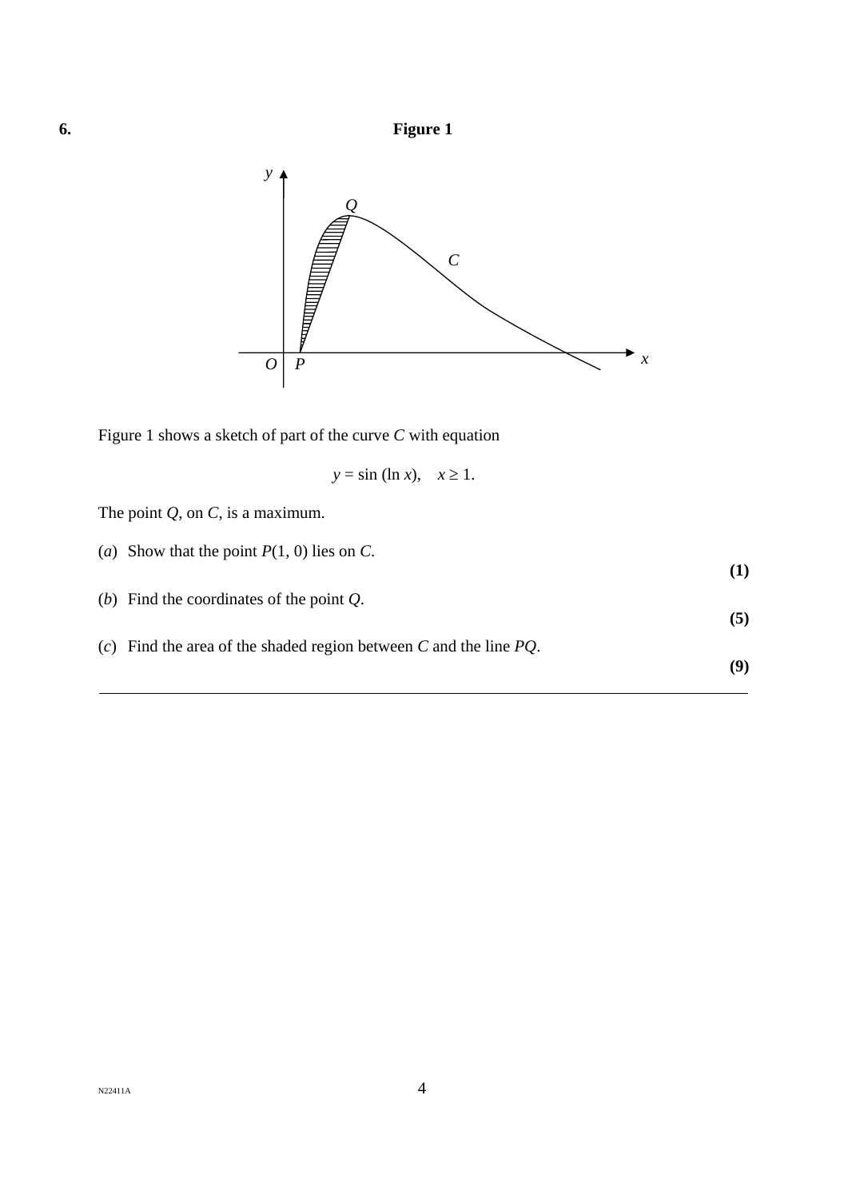**6.**

**Figure 1**

Figure 1 shows a sketch of part of the curve $C$ with equation

$$y = \sin (\ln x), \quad x \geq 1.$$

The point $Q$, on $C$, is a maximum.

(*a*) Show that the point $P(1, 0)$ lies on $C$. **(1)**

(*b*) Find the coordinates of the point $Q$. **(5)**

(*c*) Find the area of the shaded region between $C$ and the line $PQ$. **(9)**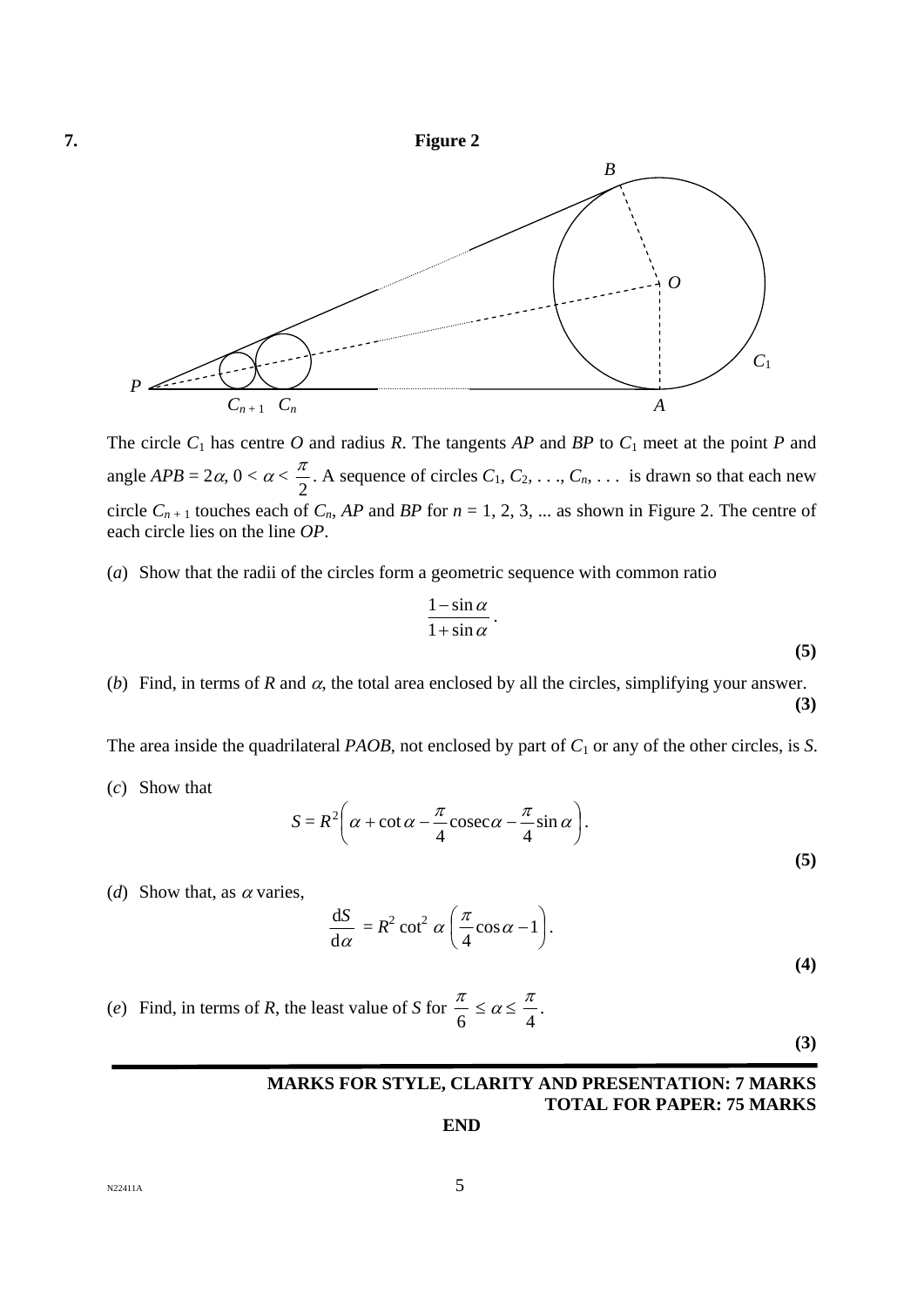**7.**

**Figure 2**

B

O

$C_1$

P

$C_{n+1}$ $C_n$

A

The circle $C_1$ has centre $O$ and radius $R$. The tangents $AP$ and $BP$ to $C_1$ meet at the point $P$ and angle $APB = 2\alpha$, $0 < \alpha < \frac{\pi}{2}$. A sequence of circles $C_1, C_2, \ldots, C_n, \ldots$ is drawn so that each new circle $C_{n+1}$ touches each of $C_n$, $AP$ and $BP$ for $n = 1, 2, 3, \ldots$ as shown in Figure 2. The centre of each circle lies on the line $OP$.

(*a*) Show that the radii of the circles form a geometric sequence with common ratio

$$\frac{1 - \sin\alpha}{1 + \sin\alpha}.$$

**(5)**

(*b*) Find, in terms of $R$ and $\alpha$, the total area enclosed by all the circles, simplifying your answer.

**(3)**

The area inside the quadrilateral $PAOB$, not enclosed by part of $C_1$ or any of the other circles, is $S$.

(*c*) Show that

$$S = R^2\left(\alpha + \cot\alpha - \frac{\pi}{4}\operatorname{cosec}\alpha - \frac{\pi}{4}\sin\alpha\right).$$

**(5)**

(*d*) Show that, as $\alpha$ varies,

$$\frac{\mathrm{d}S}{\mathrm{d}\alpha} = R^2\cot^2\alpha\left(\frac{\pi}{4}\cos\alpha - 1\right).$$

**(4)**

(*e*) Find, in terms of $R$, the least value of $S$ for $\frac{\pi}{6} \le \alpha \le \frac{\pi}{4}$.

**(3)**

**MARKS FOR STYLE, CLARITY AND PRESENTATION: 7 MARKS**
**TOTAL FOR PAPER: 75 MARKS**

**END**